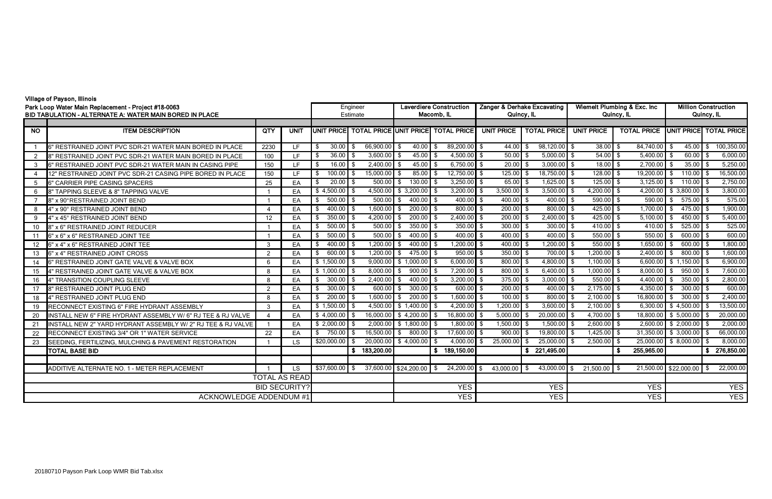Village of Payson, Illinois

Park Loop Water Main Replacement - Project #18-0063

BID TABULATION - ALTERNATE A: WATER MAIN BORED IN PLACE

| NO | ITEM DESCRIPTION | QTY | UNIT | Engineer Estimate | | Laverdiere Construction Macomb, IL | | Zanger & Derhake Excavating Quincy, IL | | Wiemelt Plumbing & Exc. Inc Quincy, IL | | Million Construction Quincy, IL | |
|---|---|---|---|---|---|---|---|---|---|---|---|---|---|
| | | | | UNIT PRICE | TOTAL PRICE | UNIT PRICE | TOTAL PRICE | UNIT PRICE | TOTAL PRICE | UNIT PRICE | TOTAL PRICE | UNIT PRICE | TOTAL PRICE |
| 1 | 6" RESTRAINED JOINT PVC SDR-21 WATER MAIN BORED IN PLACE | 2230 | LF | $ 30.00 | $ 66,900.00 | $ 40.00 | $ 89,200.00 | $ 44.00 | $ 98,120.00 | $ 38.00 | $ 84,740.00 | $ 45.00 | $ 100,350.00 |
| 2 | 8" RESTRAINED JOINT PVC SDR-21 WATER MAIN BORED IN PLACE | 100 | LF | $ 36.00 | $ 3,600.00 | $ 45.00 | $ 4,500.00 | $ 50.00 | $ 5,000.00 | $ 54.00 | $ 5,400.00 | $ 60.00 | $ 6,000.00 |
| 3 | 6" RESTRAINED JOINT PVC SDR-21 WATER MAIN IN CASING PIPE | 150 | LF | $ 16.00 | $ 2,400.00 | $ 45.00 | $ 6,750.00 | $ 20.00 | $ 3,000.00 | $ 18.00 | $ 2,700.00 | $ 35.00 | $ 5,250.00 |
| 4 | 12" RESTRAINED JOINT PVC SDR-21 CASING PIPE BORED IN PLACE | 150 | LF | $ 100.00 | $ 15,000.00 | $ 85.00 | $ 12,750.00 | $ 125.00 | $ 18,750.00 | $ 128.00 | $ 19,200.00 | $ 110.00 | $ 16,500.00 |
| 5 | 6" CARRIER PIPE CASING SPACERS | 25 | EA | $ 20.00 | $ 500.00 | $ 130.00 | $ 3,250.00 | $ 65.00 | $ 1,625.00 | $ 125.00 | $ 3,125.00 | $ 110.00 | $ 2,750.00 |
| 6 | 8" TAPPING SLEEVE & 8" TAPPING VALVE | 1 | EA | $ 4,500.00 | $ 4,500.00 | $ 3,200.00 | $ 3,200.00 | $ 3,500.00 | $ 3,500.00 | $ 4,200.00 | $ 4,200.00 | $ 3,800.00 | $ 3,800.00 |
| 7 | 8" x 90° RESTRAINED JOINT BEND | 1 | EA | $ 500.00 | $ 500.00 | $ 400.00 | $ 400.00 | $ 400.00 | $ 400.00 | $ 590.00 | $ 590.00 | $ 575.00 | $ 575.00 |
| 8 | 4" x 90° RESTRAINED JOINT BEND | 4 | EA | $ 400.00 | $ 1,600.00 | $ 200.00 | $ 800.00 | $ 200.00 | $ 800.00 | $ 425.00 | $ 1,700.00 | $ 475.00 | $ 1,900.00 |
| 9 | 4" x 45° RESTRAINED JOINT BEND | 12 | EA | $ 350.00 | $ 4,200.00 | $ 200.00 | $ 2,400.00 | $ 200.00 | $ 2,400.00 | $ 425.00 | $ 5,100.00 | $ 450.00 | $ 5,400.00 |
| 10 | 8" x 6" RESTRAINED JOINT REDUCER | 1 | EA | $ 500.00 | $ 500.00 | $ 350.00 | $ 350.00 | $ 300.00 | $ 300.00 | $ 410.00 | $ 410.00 | $ 525.00 | $ 525.00 |
| 11 | 6" x 6" x 6" RESTRAINED JOINT TEE | 1 | EA | $ 500.00 | $ 500.00 | $ 400.00 | $ 400.00 | $ 400.00 | $ 400.00 | $ 550.00 | $ 550.00 | $ 600.00 | $ 600.00 |
| 12 | 6" x 4" x 6" RESTRAINED JOINT TEE | 3 | EA | $ 400.00 | $ 1,200.00 | $ 400.00 | $ 1,200.00 | $ 400.00 | $ 1,200.00 | $ 550.00 | $ 1,650.00 | $ 600.00 | $ 1,800.00 |
| 13 | 6" x 4" RESTRAINED JOINT CROSS | 2 | EA | $ 600.00 | $ 1,200.00 | $ 475.00 | $ 950.00 | $ 350.00 | $ 700.00 | $ 1,200.00 | $ 2,400.00 | $ 800.00 | $ 1,600.00 |
| 14 | 6" RESTRAINED JOINT GATE VALVE & VALVE BOX | 6 | EA | $ 1,500.00 | $ 9,000.00 | $ 1,000.00 | $ 6,000.00 | $ 800.00 | $ 4,800.00 | $ 1,100.00 | $ 6,600.00 | $ 1,150.00 | $ 6,900.00 |
| 15 | 4" RESTRAINED JOINT GATE VALVE & VALVE BOX | 8 | EA | $ 1,000.00 | $ 8,000.00 | $ 900.00 | $ 7,200.00 | $ 800.00 | $ 6,400.00 | $ 1,000.00 | $ 8,000.00 | $ 950.00 | $ 7,600.00 |
| 16 | 4" TRANSITION COUPLING SLEEVE | 8 | EA | $ 300.00 | $ 2,400.00 | $ 400.00 | $ 3,200.00 | $ 375.00 | $ 3,000.00 | $ 550.00 | $ 4,400.00 | $ 350.00 | $ 2,800.00 |
| 17 | 8" RESTRAINED JOINT PLUG END | 2 | EA | $ 300.00 | $ 600.00 | $ 300.00 | $ 600.00 | $ 200.00 | $ 400.00 | $ 2,175.00 | $ 4,350.00 | $ 300.00 | $ 600.00 |
| 18 | 4" RESTRAINED JOINT PLUG END | 8 | EA | $ 200.00 | $ 1,600.00 | $ 200.00 | $ 1,600.00 | $ 100.00 | $ 800.00 | $ 2,100.00 | $ 16,800.00 | $ 300.00 | $ 2,400.00 |
| 19 | RECONNECT EXISTING 6" FIRE HYDRANT ASSEMBLY | 3 | EA | $ 1,500.00 | $ 4,500.00 | $ 1,400.00 | $ 4,200.00 | $ 1,200.00 | $ 3,600.00 | $ 2,100.00 | $ 6,300.00 | $ 4,500.00 | $ 13,500.00 |
| 20 | INSTALL NEW 6" FIRE HYDRANT ASSEMBLY W/ 6" RJ TEE & RJ VALVE | 4 | EA | $ 4,000.00 | $ 16,000.00 | $ 4,200.00 | $ 16,800.00 | $ 5,000.00 | $ 20,000.00 | $ 4,700.00 | $ 18,800.00 | $ 5,000.00 | $ 20,000.00 |
| 21 | INSTALL NEW 2" YARD HYDRANT ASSEMBLY W/ 2" RJ TEE & RJ VALVE | 1 | EA | $ 2,000.00 | $ 2,000.00 | $ 1,800.00 | $ 1,800.00 | $ 1,500.00 | $ 1,500.00 | $ 2,600.00 | $ 2,600.00 | $ 2,000.00 | $ 2,000.00 |
| 22 | RECONNECT EXISTING 3/4" OR 1" WATER SERVICE | 22 | EA | $ 750.00 | $ 16,500.00 | $ 800.00 | $ 17,600.00 | $ 900.00 | $ 19,800.00 | $ 1,425.00 | $ 31,350.00 | $ 3,000.00 | $ 66,000.00 |
| 23 | SEEDING, FERTILIZING, MULCHING & PAVEMENT RESTORATION | 1 | LS | $20,000.00 | $ 20,000.00 | $ 4,000.00 | $ 4,000.00 | $ 25,000.00 | $ 25,000.00 | $ 2,500.00 | $ 25,000.00 | $ 8,000.00 | $ 8,000.00 |
| | TOTAL BASE BID | | | | $ 183,200.00 | | $ 189,150.00 | | $ 221,495.00 | | $ 255,965.00 | | $ 276,850.00 |
| | ADDITIVE ALTERNATE NO. 1 - METER REPLACEMENT | 1 | LS | $37,600.00 | $ 37,600.00 | $24,200.00 | $ 24,200.00 | $ 43,000.00 | $ 43,000.00 | $ 21,500.00 | $ 21,500.00 | $22,000.00 | $ 22,000.00 |
| | TOTAL AS READ | | | | | | | | | | | | |
| | BID SECURITY? | | | | | | YES | | YES | | YES | | YES |
| | ACKNOWLEDGE ADDENDUM #1 | | | | | | YES | | YES | | YES | | YES |

20180710 Payson Park Loop WMR Bid Tab.xlsx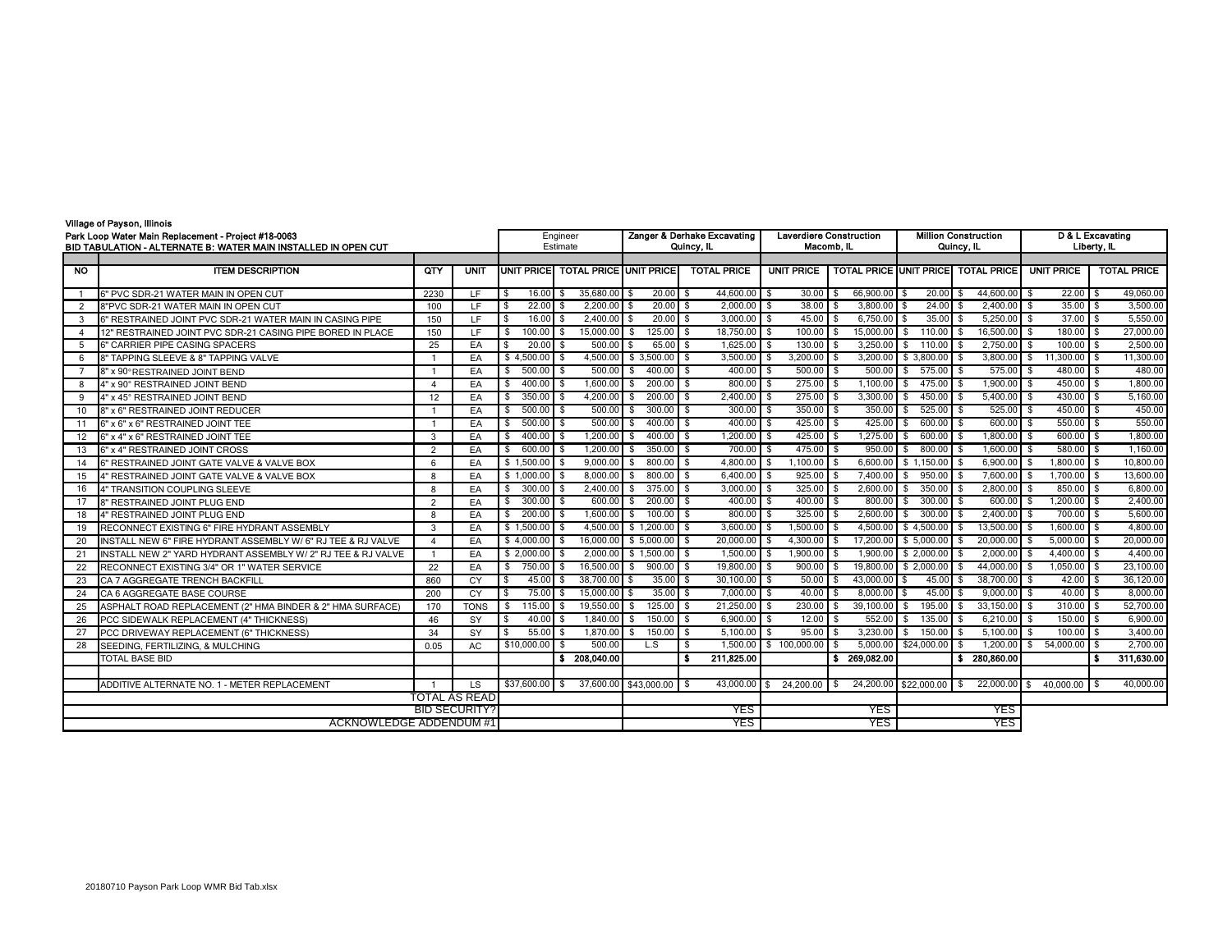Village of Payson, Illinois

Park Loop Water Main Replacement - Project #18-0063

BID TABULATION - ALTERNATE B: WATER MAIN INSTALLED IN OPEN CUT

| | | | | Engineer Estimate | | Zanger & Derhake Excavating Quincy, IL | | Laverdiere Construction Macomb, IL | | Million Construction Quincy, IL | | D & L Excavating Liberty, IL | |
|---|---|---|---|---|---|---|---|---|---|---|---|---|---|
| NO | ITEM DESCRIPTION | QTY | UNIT | UNIT PRICE | TOTAL PRICE | UNIT PRICE | TOTAL PRICE | UNIT PRICE | TOTAL PRICE | UNIT PRICE | TOTAL PRICE | UNIT PRICE | TOTAL PRICE |
| 1 | 6" PVC SDR-21 WATER MAIN IN OPEN CUT | 2230 | LF | $ 16.00 | $ 35,680.00 | $ 20.00 | $ 44,600.00 | $ 30.00 | $ 66,900.00 | $ 20.00 | $ 44,600.00 | $ 22.00 | $ 49,060.00 |
| 2 | 8"PVC SDR-21 WATER MAIN IN OPEN CUT | 100 | LF | $ 22.00 | $ 2,200.00 | $ 20.00 | $ 2,000.00 | $ 38.00 | $ 3,800.00 | $ 24.00 | $ 2,400.00 | $ 35.00 | $ 3,500.00 |
| 3 | 6" RESTRAINED JOINT PVC SDR-21 WATER MAIN IN CASING PIPE | 150 | LF | $ 16.00 | $ 2,400.00 | $ 20.00 | $ 3,000.00 | $ 45.00 | $ 6,750.00 | $ 35.00 | $ 5,250.00 | $ 37.00 | $ 5,550.00 |
| 4 | 12" RESTRAINED JOINT PVC SDR-21 CASING PIPE BORED IN PLACE | 150 | LF | $ 100.00 | $ 15,000.00 | $ 125.00 | $ 18,750.00 | $ 100.00 | $ 15,000.00 | $ 110.00 | $ 16,500.00 | $ 180.00 | $ 27,000.00 |
| 5 | 6" CARRIER PIPE CASING SPACERS | 25 | EA | $ 20.00 | $ 500.00 | $ 65.00 | $ 1,625.00 | $ 130.00 | $ 3,250.00 | $ 110.00 | $ 2,750.00 | $ 100.00 | $ 2,500.00 |
| 6 | 8" TAPPING SLEEVE & 8" TAPPING VALVE | 1 | EA | $ 4,500.00 | $ 4,500.00 | $ 3,500.00 | $ 3,500.00 | $ 3,200.00 | $ 3,200.00 | $ 3,800.00 | $ 3,800.00 | $ 11,300.00 | $ 11,300.00 |
| 7 | 8" x 90°RESTRAINED JOINT BEND | 1 | EA | $ 500.00 | $ 500.00 | $ 400.00 | $ 400.00 | $ 500.00 | $ 500.00 | $ 575.00 | $ 575.00 | $ 480.00 | $ 480.00 |
| 8 | 4" x 90° RESTRAINED JOINT BEND | 4 | EA | $ 400.00 | $ 1,600.00 | $ 200.00 | $ 800.00 | $ 275.00 | $ 1,100.00 | $ 475.00 | $ 1,900.00 | $ 450.00 | $ 1,800.00 |
| 9 | 4" x 45° RESTRAINED JOINT BEND | 12 | EA | $ 350.00 | $ 4,200.00 | $ 200.00 | $ 2,400.00 | $ 275.00 | $ 3,300.00 | $ 450.00 | $ 5,400.00 | $ 430.00 | $ 5,160.00 |
| 10 | 8" x 6" RESTRAINED JOINT REDUCER | 1 | EA | $ 500.00 | $ 500.00 | $ 300.00 | $ 300.00 | $ 350.00 | $ 350.00 | $ 525.00 | $ 525.00 | $ 450.00 | $ 450.00 |
| 11 | 6" x 6" x 6" RESTRAINED JOINT TEE | 1 | EA | $ 500.00 | $ 500.00 | $ 400.00 | $ 400.00 | $ 425.00 | $ 425.00 | $ 600.00 | $ 600.00 | $ 550.00 | $ 550.00 |
| 12 | 6" x 4" x 6" RESTRAINED JOINT TEE | 3 | EA | $ 400.00 | $ 1,200.00 | $ 400.00 | $ 1,200.00 | $ 425.00 | $ 1,275.00 | $ 600.00 | $ 1,800.00 | $ 600.00 | $ 1,800.00 |
| 13 | 6" x 4" RESTRAINED JOINT CROSS | 2 | EA | $ 600.00 | $ 1,200.00 | $ 350.00 | $ 700.00 | $ 475.00 | $ 950.00 | $ 800.00 | $ 1,600.00 | $ 580.00 | $ 1,160.00 |
| 14 | 6" RESTRAINED JOINT GATE VALVE & VALVE BOX | 6 | EA | $ 1,500.00 | $ 9,000.00 | $ 800.00 | $ 4,800.00 | $ 1,100.00 | $ 6,600.00 | $ 1,150.00 | $ 6,900.00 | $ 1,800.00 | $ 10,800.00 |
| 15 | 4" RESTRAINED JOINT GATE VALVE & VALVE BOX | 8 | EA | $ 1,000.00 | $ 8,000.00 | $ 800.00 | $ 6,400.00 | $ 925.00 | $ 7,400.00 | $ 950.00 | $ 7,600.00 | $ 1,700.00 | $ 13,600.00 |
| 16 | 4" TRANSITION COUPLING SLEEVE | 8 | EA | $ 300.00 | $ 2,400.00 | $ 375.00 | $ 3,000.00 | $ 325.00 | $ 2,600.00 | $ 350.00 | $ 2,800.00 | $ 850.00 | $ 6,800.00 |
| 17 | 8" RESTRAINED JOINT PLUG END | 2 | EA | $ 300.00 | $ 600.00 | $ 200.00 | $ 400.00 | $ 400.00 | $ 800.00 | $ 300.00 | $ 600.00 | $ 1,200.00 | $ 2,400.00 |
| 18 | 4" RESTRAINED JOINT PLUG END | 8 | EA | $ 200.00 | $ 1,600.00 | $ 100.00 | $ 800.00 | $ 325.00 | $ 2,600.00 | $ 300.00 | $ 2,400.00 | $ 700.00 | $ 5,600.00 |
| 19 | RECONNECT EXISTING 6" FIRE HYDRANT ASSEMBLY | 3 | EA | $ 1,500.00 | $ 4,500.00 | $ 1,200.00 | $ 3,600.00 | $ 1,500.00 | $ 4,500.00 | $ 4,500.00 | $ 13,500.00 | $ 1,600.00 | $ 4,800.00 |
| 20 | INSTALL NEW 6" FIRE HYDRANT ASSEMBLY W/ 6" RJ TEE & RJ VALVE | 4 | EA | $ 4,000.00 | $ 16,000.00 | $ 5,000.00 | $ 20,000.00 | $ 4,300.00 | $ 17,200.00 | $ 5,000.00 | $ 20,000.00 | $ 5,000.00 | $ 20,000.00 |
| 21 | INSTALL NEW 2" YARD HYDRANT ASSEMBLY W/ 2" RJ TEE & RJ VALVE | 1 | EA | $ 2,000.00 | $ 2,000.00 | $ 1,500.00 | $ 1,500.00 | $ 1,900.00 | $ 1,900.00 | $ 2,000.00 | $ 2,000.00 | $ 4,400.00 | $ 4,400.00 |
| 22 | RECONNECT EXISTING 3/4" OR 1" WATER SERVICE | 22 | EA | $ 750.00 | $ 16,500.00 | $ 900.00 | $ 19,800.00 | $ 900.00 | $ 19,800.00 | $ 2,000.00 | $ 44,000.00 | $ 1,050.00 | $ 23,100.00 |
| 23 | CA 7 AGGREGATE TRENCH BACKFILL | 860 | CY | $ 45.00 | $ 38,700.00 | $ 35.00 | $ 30,100.00 | $ 50.00 | $ 43,000.00 | $ 45.00 | $ 38,700.00 | $ 42.00 | $ 36,120.00 |
| 24 | CA 6 AGGREGATE BASE COURSE | 200 | CY | $ 75.00 | $ 15,000.00 | $ 35.00 | $ 7,000.00 | $ 40.00 | $ 8,000.00 | $ 45.00 | $ 9,000.00 | $ 40.00 | $ 8,000.00 |
| 25 | ASPHALT ROAD REPLACEMENT (2" HMA BINDER & 2" HMA SURFACE) | 170 | TONS | $ 115.00 | $ 19,550.00 | $ 125.00 | $ 21,250.00 | $ 230.00 | $ 39,100.00 | $ 195.00 | $ 33,150.00 | $ 310.00 | $ 52,700.00 |
| 26 | PCC SIDEWALK REPLACEMENT (4" THICKNESS) | 46 | SY | $ 40.00 | $ 1,840.00 | $ 150.00 | $ 6,900.00 | $ 12.00 | $ 552.00 | $ 135.00 | $ 6,210.00 | $ 150.00 | $ 6,900.00 |
| 27 | PCC DRIVEWAY REPLACEMENT (6" THICKNESS) | 34 | SY | $ 55.00 | $ 1,870.00 | $ 150.00 | $ 5,100.00 | $ 95.00 | $ 3,230.00 | $ 150.00 | $ 5,100.00 | $ 100.00 | $ 3,400.00 |
| 28 | SEEDING, FERTILIZING, & MULCHING | 0.05 | AC | $10,000.00 | $ 500.00 | L.S | $ 1,500.00 | $ 100,000.00 | $ 5,000.00 | $24,000.00 | $ 1,200.00 | $ 54,000.00 | $ 2,700.00 |
| | TOTAL BASE BID | | | | $ 208,040.00 | | $ 211,825.00 | | $ 269,082.00 | | $ 280,860.00 | | $ 311,630.00 |
| | | | | | | | | | | | | | |
| | ADDITIVE ALTERNATE NO. 1 - METER REPLACEMENT | 1 | LS | $37,600.00 | $ 37,600.00 | $43,000.00 | $ 43,000.00 | $ 24,200.00 | $ 24,200.00 | $22,000.00 | $ 22,000.00 | $ 40,000.00 | $ 40,000.00 |
| | TOTAL AS READ | | | | | | | | | | | | |
| | BID SECURITY? | | | | | | YES | | YES | | YES | | |
| | ACKNOWLEDGE ADDENDUM #1 | | | | | | YES | | YES | | YES | | |

20180710 Payson Park Loop WMR Bid Tab.xlsx